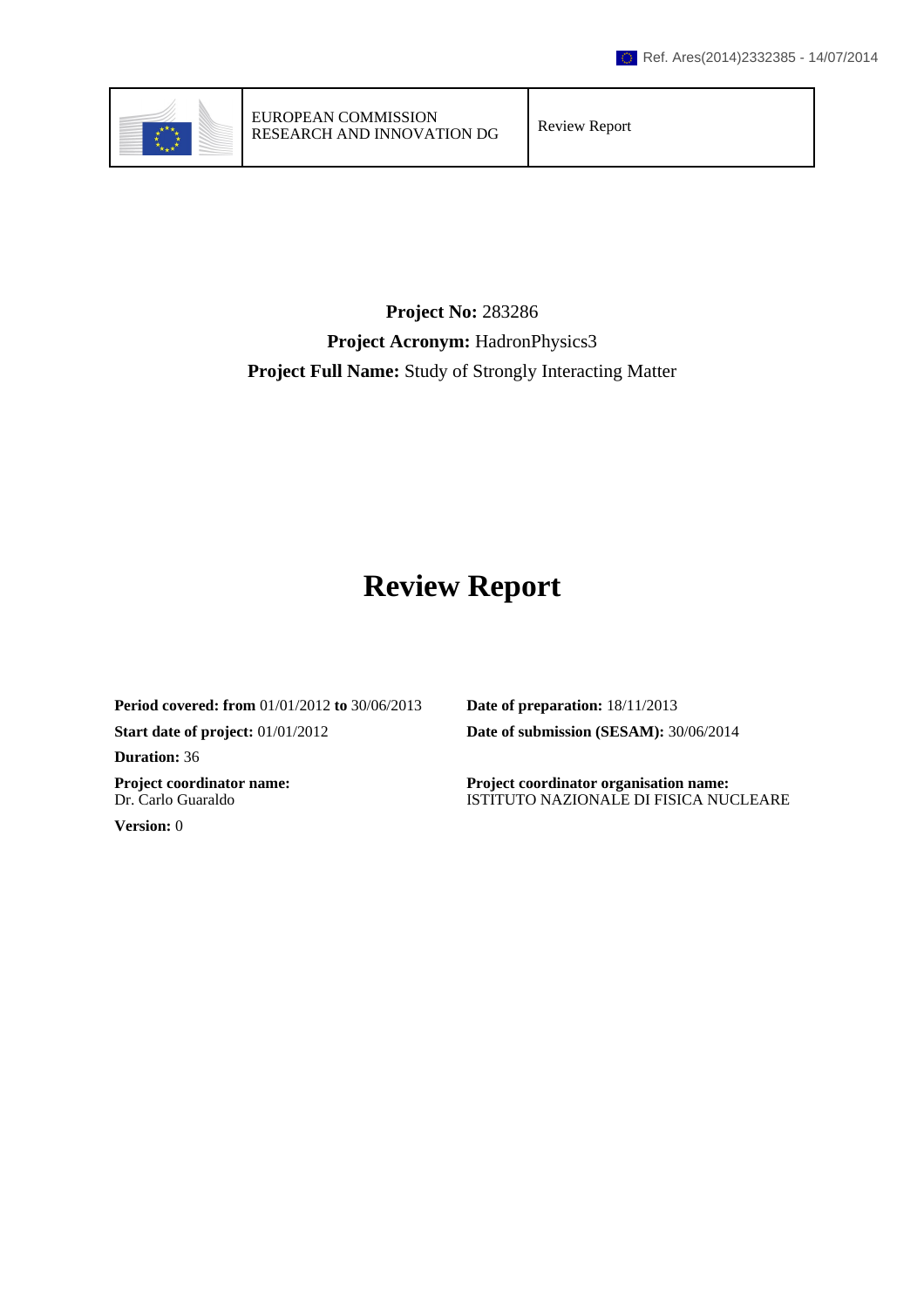Ref. Ares(2014)2332385 - 14/07/2014

| | EUROPEAN COMMISSION<br>RESEARCH AND INNOVATION DG | Review Report |
|---|---|---|

**Project No:** 283286

**Project Acronym:** HadronPhysics3

**Project Full Name:** Study of Strongly Interacting Matter

# Review Report

**Period covered: from** 01/01/2012 **to** 30/06/2013

**Start date of project:** 01/01/2012

**Duration:** 36

**Project coordinator name:**
Dr. Carlo Guaraldo

**Version:** 0

**Date of preparation:** 18/11/2013

**Date of submission (SESAM):** 30/06/2014

**Project coordinator organisation name:**
ISTITUTO NAZIONALE DI FISICA NUCLEARE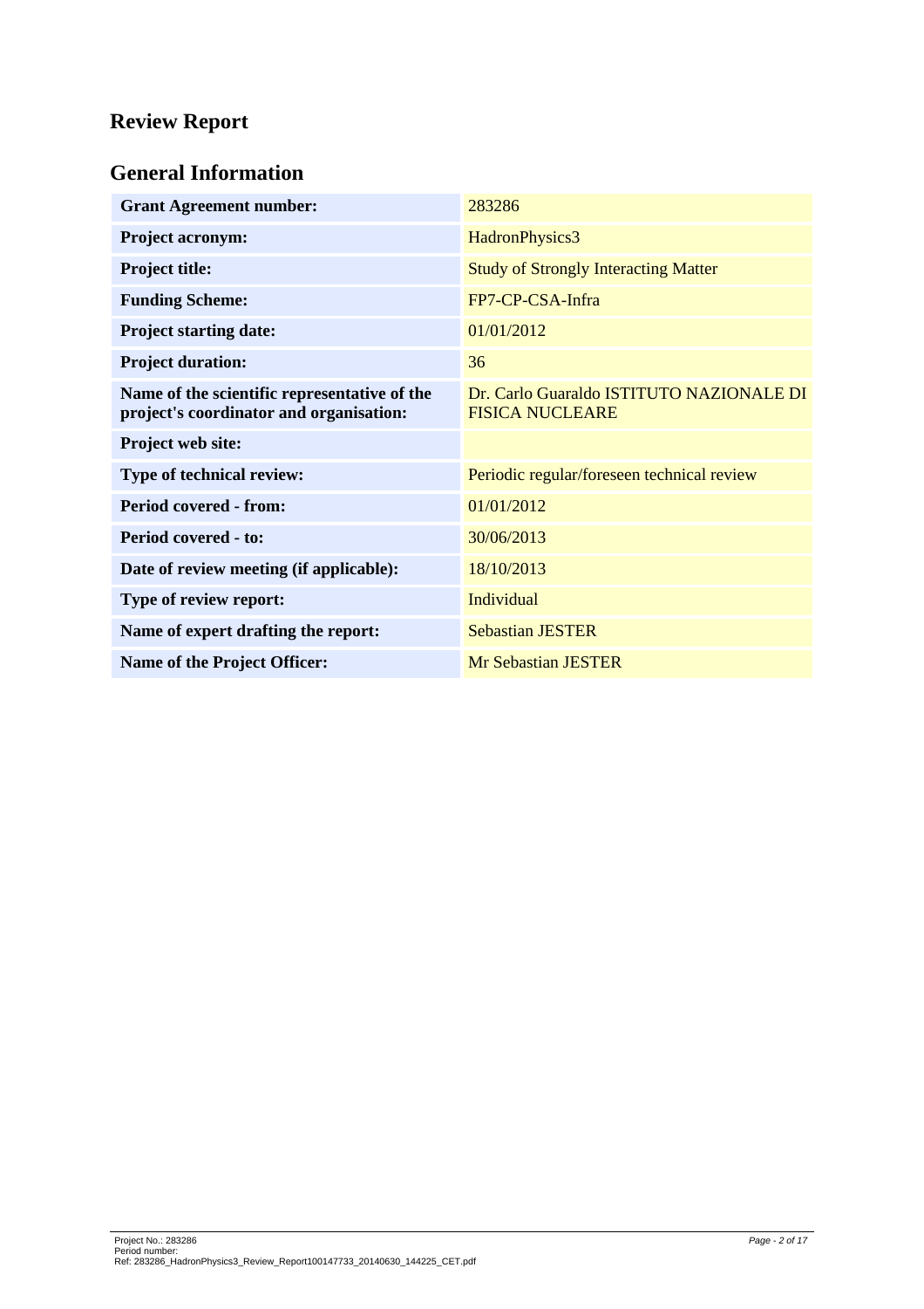# Review Report

## General Information

| | |
|---|---|
| **Grant Agreement number:** | 283286 |
| **Project acronym:** | HadronPhysics3 |
| **Project title:** | Study of Strongly Interacting Matter |
| **Funding Scheme:** | FP7-CP-CSA-Infra |
| **Project starting date:** | 01/01/2012 |
| **Project duration:** | 36 |
| **Name of the scientific representative of the project's coordinator and organisation:** | Dr. Carlo Guaraldo ISTITUTO NAZIONALE DI FISICA NUCLEARE |
| **Project web site:** | |
| **Type of technical review:** | Periodic regular/foreseen technical review |
| **Period covered - from:** | 01/01/2012 |
| **Period covered - to:** | 30/06/2013 |
| **Date of review meeting (if applicable):** | 18/10/2013 |
| **Type of review report:** | Individual |
| **Name of expert drafting the report:** | Sebastian JESTER |
| **Name of the Project Officer:** | Mr Sebastian JESTER |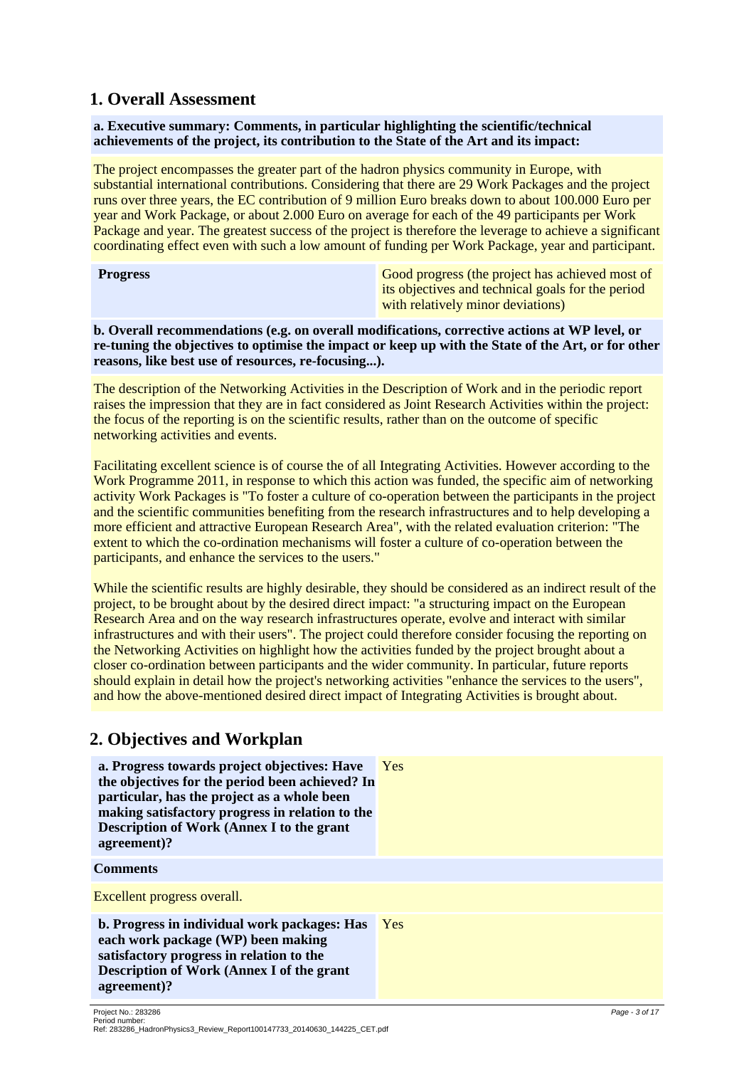## 1. Overall Assessment

**a. Executive summary: Comments, in particular highlighting the scientific/technical achievements of the project, its contribution to the State of the Art and its impact:**

The project encompasses the greater part of the hadron physics community in Europe, with substantial international contributions. Considering that there are 29 Work Packages and the project runs over three years, the EC contribution of 9 million Euro breaks down to about 100.000 Euro per year and Work Package, or about 2.000 Euro on average for each of the 49 participants per Work Package and year. The greatest success of the project is therefore the leverage to achieve a significant coordinating effect even with such a low amount of funding per Work Package, year and participant.

| **Progress** | Good progress (the project has achieved most of its objectives and technical goals for the period with relatively minor deviations) |
|---|---|

**b. Overall recommendations (e.g. on overall modifications, corrective actions at WP level, or re-tuning the objectives to optimise the impact or keep up with the State of the Art, or for other reasons, like best use of resources, re-focusing...).**

The description of the Networking Activities in the Description of Work and in the periodic report raises the impression that they are in fact considered as Joint Research Activities within the project: the focus of the reporting is on the scientific results, rather than on the outcome of specific networking activities and events.

Facilitating excellent science is of course the of all Integrating Activities. However according to the Work Programme 2011, in response to which this action was funded, the specific aim of networking activity Work Packages is "To foster a culture of co-operation between the participants in the project and the scientific communities benefiting from the research infrastructures and to help developing a more efficient and attractive European Research Area", with the related evaluation criterion: "The extent to which the co-ordination mechanisms will foster a culture of co-operation between the participants, and enhance the services to the users."

While the scientific results are highly desirable, they should be considered as an indirect result of the project, to be brought about by the desired direct impact: "a structuring impact on the European Research Area and on the way research infrastructures operate, evolve and interact with similar infrastructures and with their users". The project could therefore consider focusing the reporting on the Networking Activities on highlight how the activities funded by the project brought about a closer co-ordination between participants and the wider community. In particular, future reports should explain in detail how the project's networking activities "enhance the services to the users", and how the above-mentioned desired direct impact of Integrating Activities is brought about.

## 2. Objectives and Workplan

| **a. Progress towards project objectives: Have the objectives for the period been achieved? In particular, has the project as a whole been making satisfactory progress in relation to the Description of Work (Annex I to the grant agreement)?** | Yes |
|---|---|

**Comments**

Excellent progress overall.

| **b. Progress in individual work packages: Has each work package (WP) been making satisfactory progress in relation to the Description of Work (Annex I of the grant agreement)?** | Yes |
|---|---|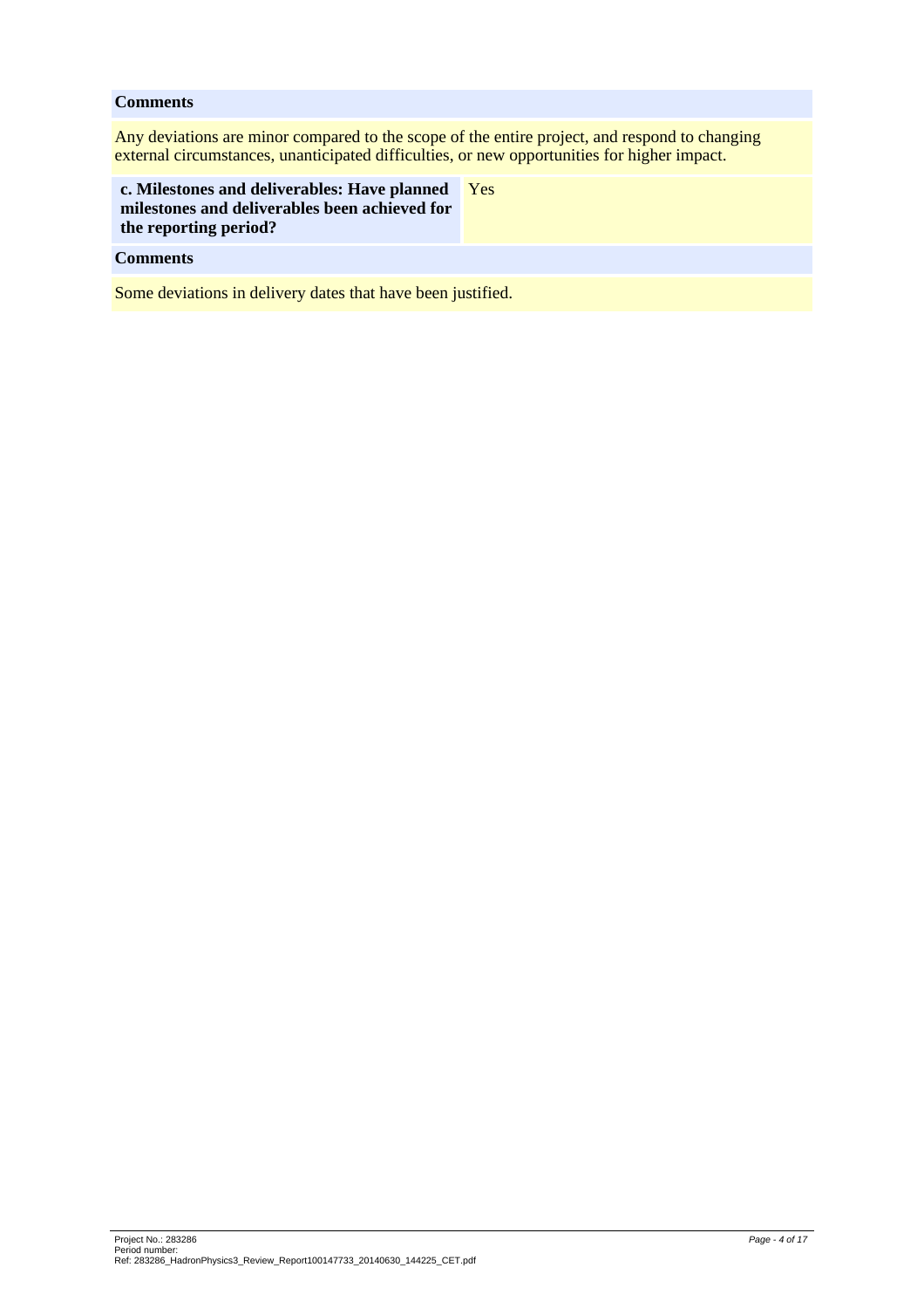**Comments**

Any deviations are minor compared to the scope of the entire project, and respond to changing external circumstances, unanticipated difficulties, or new opportunities for higher impact.

| **c. Milestones and deliverables: Have planned milestones and deliverables been achieved for the reporting period?** | Yes |
| --- | --- |

**Comments**

Some deviations in delivery dates that have been justified.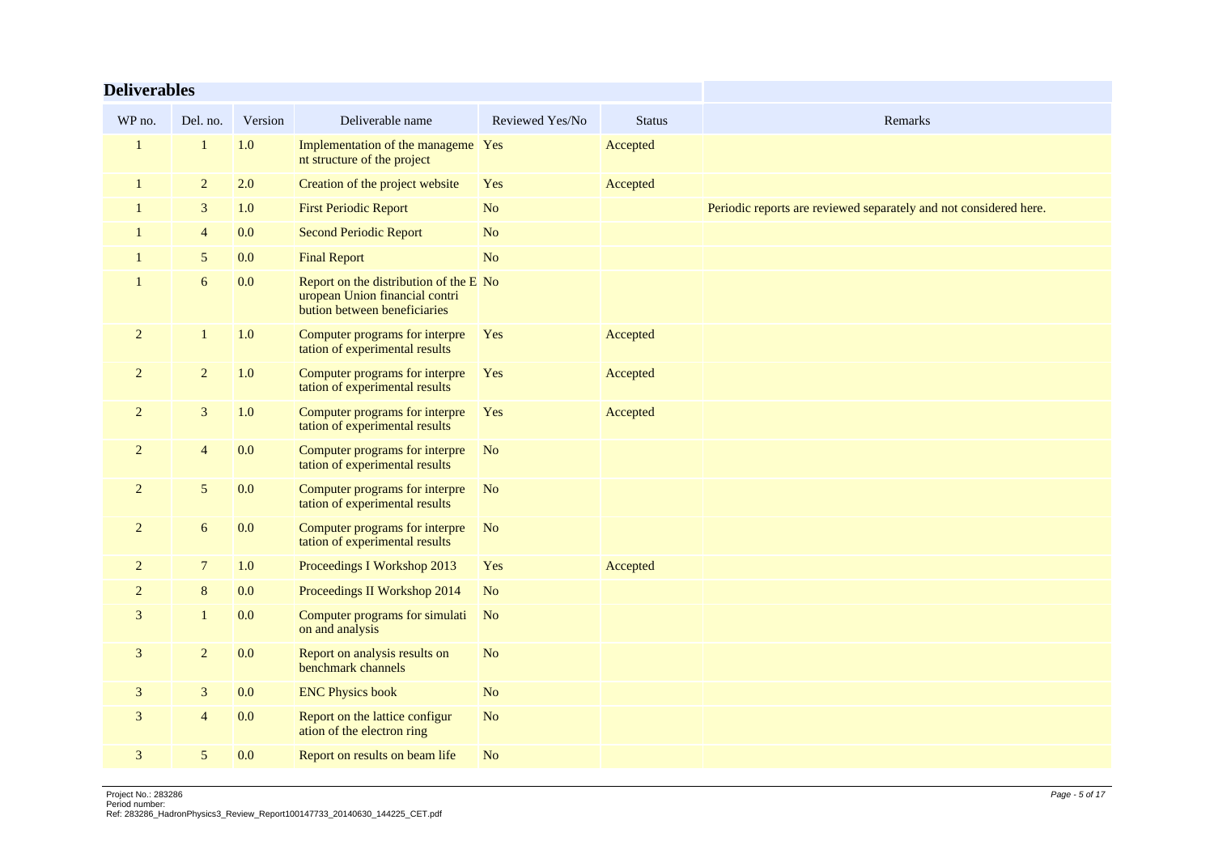## Deliverables

| WP no. | Del. no. | Version | Deliverable name | Reviewed Yes/No | Status | Remarks |
|---|---|---|---|---|---|---|
| 1 | 1 | 1.0 | Implementation of the management structure of the project | Yes | Accepted | |
| 1 | 2 | 2.0 | Creation of the project website | Yes | Accepted | |
| 1 | 3 | 1.0 | First Periodic Report | No | | Periodic reports are reviewed separately and not considered here. |
| 1 | 4 | 0.0 | Second Periodic Report | No | | |
| 1 | 5 | 0.0 | Final Report | No | | |
| 1 | 6 | 0.0 | Report on the distribution of the European Union financial contribution between beneficiaries | No | | |
| 2 | 1 | 1.0 | Computer programs for interpretation of experimental results | Yes | Accepted | |
| 2 | 2 | 1.0 | Computer programs for interpretation of experimental results | Yes | Accepted | |
| 2 | 3 | 1.0 | Computer programs for interpretation of experimental results | Yes | Accepted | |
| 2 | 4 | 0.0 | Computer programs for interpretation of experimental results | No | | |
| 2 | 5 | 0.0 | Computer programs for interpretation of experimental results | No | | |
| 2 | 6 | 0.0 | Computer programs for interpretation of experimental results | No | | |
| 2 | 7 | 1.0 | Proceedings I Workshop 2013 | Yes | Accepted | |
| 2 | 8 | 0.0 | Proceedings II Workshop 2014 | No | | |
| 3 | 1 | 0.0 | Computer programs for simulation and analysis | No | | |
| 3 | 2 | 0.0 | Report on analysis results on benchmark channels | No | | |
| 3 | 3 | 0.0 | ENC Physics book | No | | |
| 3 | 4 | 0.0 | Report on the lattice configuration of the electron ring | No | | |
| 3 | 5 | 0.0 | Report on results on beam life | No | | |

Project No.: 283286
Period number:
Ref: 283286_HadronPhysics3_Review_Report100147733_20140630_144225_CET.pdf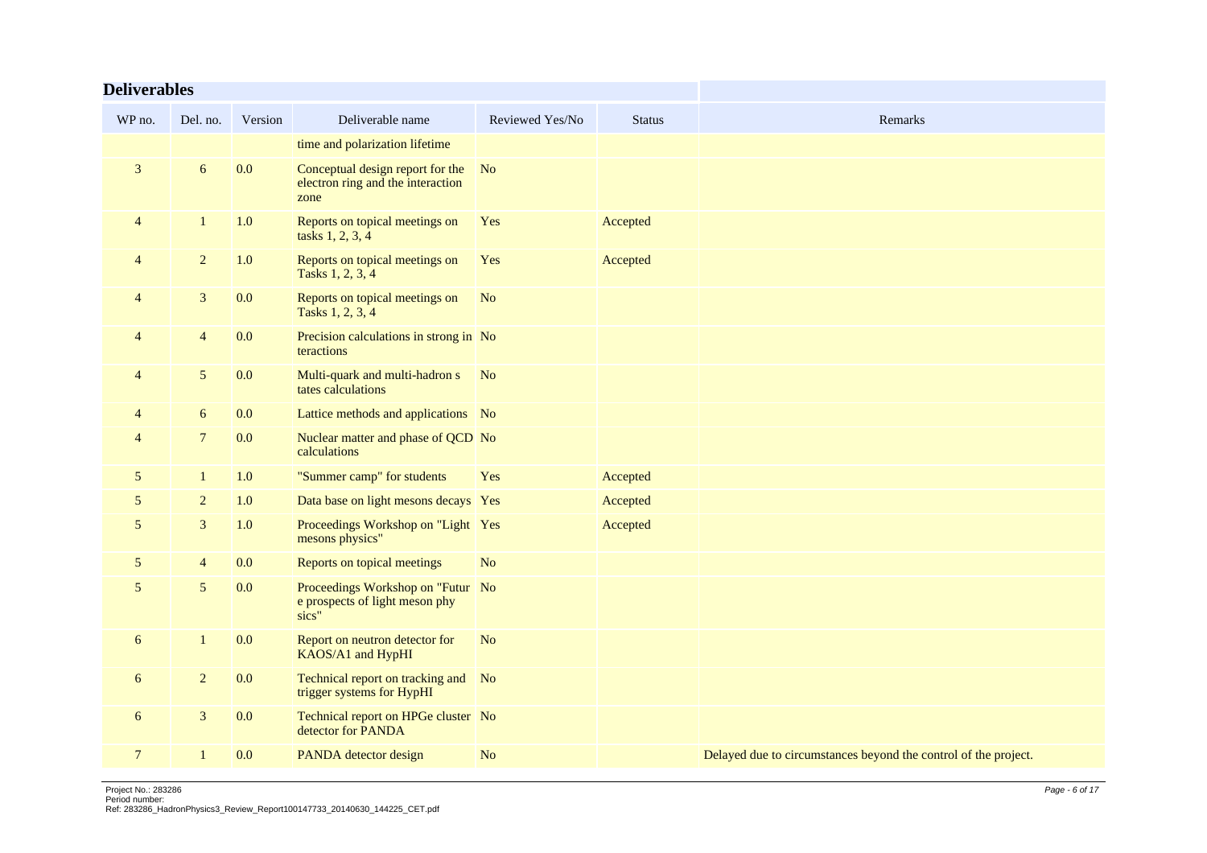## Deliverables

| WP no. | Del. no. | Version | Deliverable name | Reviewed Yes/No | Status | Remarks |
|---|---|---|---|---|---|---|
| | | | time and polarization lifetime | | | |
| 3 | 6 | 0.0 | Conceptual design report for the electron ring and the interaction zone | No | | |
| 4 | 1 | 1.0 | Reports on topical meetings on tasks 1, 2, 3, 4 | Yes | Accepted | |
| 4 | 2 | 1.0 | Reports on topical meetings on Tasks 1, 2, 3, 4 | Yes | Accepted | |
| 4 | 3 | 0.0 | Reports on topical meetings on Tasks 1, 2, 3, 4 | No | | |
| 4 | 4 | 0.0 | Precision calculations in strong in teractions | No | | |
| 4 | 5 | 0.0 | Multi-quark and multi-hadron s tates calculations | No | | |
| 4 | 6 | 0.0 | Lattice methods and applications | No | | |
| 4 | 7 | 0.0 | Nuclear matter and phase of QCD calculations | No | | |
| 5 | 1 | 1.0 | "Summer camp" for students | Yes | Accepted | |
| 5 | 2 | 1.0 | Data base on light mesons decays | Yes | Accepted | |
| 5 | 3 | 1.0 | Proceedings Workshop on "Light mesons physics" | Yes | Accepted | |
| 5 | 4 | 0.0 | Reports on topical meetings | No | | |
| 5 | 5 | 0.0 | Proceedings Workshop on "Futur e prospects of light meson phy sics" | No | | |
| 6 | 1 | 0.0 | Report on neutron detector for KAOS/A1 and HypHI | No | | |
| 6 | 2 | 0.0 | Technical report on tracking and trigger systems for HypHI | No | | |
| 6 | 3 | 0.0 | Technical report on HPGe cluster detector for PANDA | No | | |
| 7 | 1 | 0.0 | PANDA detector design | No | | Delayed due to circumstances beyond the control of the project. |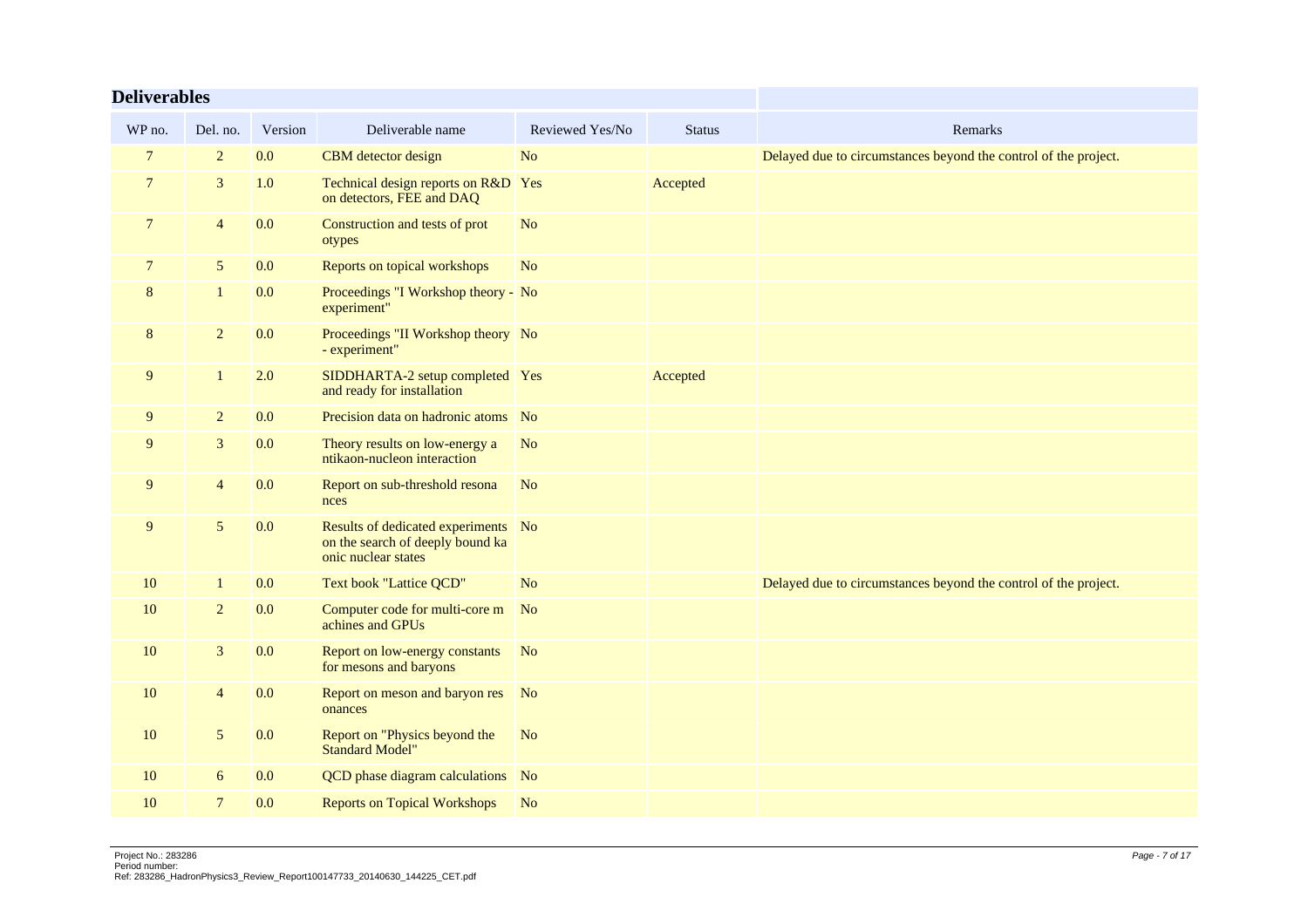## Deliverables

| WP no. | Del. no. | Version | Deliverable name | Reviewed Yes/No | Status | Remarks |
|---|---|---|---|---|---|---|
| 7 | 2 | 0.0 | CBM detector design | No | | Delayed due to circumstances beyond the control of the project. |
| 7 | 3 | 1.0 | Technical design reports on R&D on detectors, FEE and DAQ | Yes | Accepted | |
| 7 | 4 | 0.0 | Construction and tests of prot otypes | No | | |
| 7 | 5 | 0.0 | Reports on topical workshops | No | | |
| 8 | 1 | 0.0 | Proceedings "I Workshop theory - experiment" | No | | |
| 8 | 2 | 0.0 | Proceedings "II Workshop theory - experiment" | No | | |
| 9 | 1 | 2.0 | SIDDHARTA-2 setup completed and ready for installation | Yes | Accepted | |
| 9 | 2 | 0.0 | Precision data on hadronic atoms | No | | |
| 9 | 3 | 0.0 | Theory results on low-energy a ntikaon-nucleon interaction | No | | |
| 9 | 4 | 0.0 | Report on sub-threshold resona nces | No | | |
| 9 | 5 | 0.0 | Results of dedicated experiments on the search of deeply bound ka onic nuclear states | No | | |
| 10 | 1 | 0.0 | Text book "Lattice QCD" | No | | Delayed due to circumstances beyond the control of the project. |
| 10 | 2 | 0.0 | Computer code for multi-core m achines and GPUs | No | | |
| 10 | 3 | 0.0 | Report on low-energy constants for mesons and baryons | No | | |
| 10 | 4 | 0.0 | Report on meson and baryon res onances | No | | |
| 10 | 5 | 0.0 | Report on "Physics beyond the Standard Model" | No | | |
| 10 | 6 | 0.0 | QCD phase diagram calculations | No | | |
| 10 | 7 | 0.0 | Reports on Topical Workshops | No | | |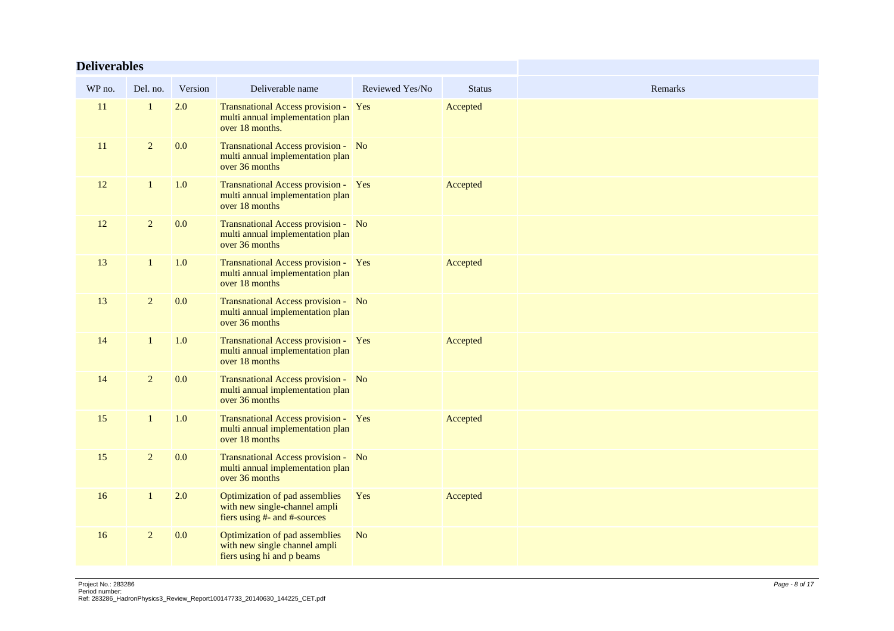## Deliverables

| WP no. | Del. no. | Version | Deliverable name | Reviewed Yes/No | Status | Remarks |
|---|---|---|---|---|---|---|
| 11 | 1 | 2.0 | Transnational Access provision - multi annual implementation plan over 18 months. | Yes | Accepted | |
| 11 | 2 | 0.0 | Transnational Access provision - multi annual implementation plan over 36 months | No | | |
| 12 | 1 | 1.0 | Transnational Access provision - multi annual implementation plan over 18 months | Yes | Accepted | |
| 12 | 2 | 0.0 | Transnational Access provision - multi annual implementation plan over 36 months | No | | |
| 13 | 1 | 1.0 | Transnational Access provision - multi annual implementation plan over 18 months | Yes | Accepted | |
| 13 | 2 | 0.0 | Transnational Access provision - multi annual implementation plan over 36 months | No | | |
| 14 | 1 | 1.0 | Transnational Access provision - multi annual implementation plan over 18 months | Yes | Accepted | |
| 14 | 2 | 0.0 | Transnational Access provision - multi annual implementation plan over 36 months | No | | |
| 15 | 1 | 1.0 | Transnational Access provision - multi annual implementation plan over 18 months | Yes | Accepted | |
| 15 | 2 | 0.0 | Transnational Access provision - multi annual implementation plan over 36 months | No | | |
| 16 | 1 | 2.0 | Optimization of pad assemblies with new single-channel ampli fiers using #- and #-sources | Yes | Accepted | |
| 16 | 2 | 0.0 | Optimization of pad assemblies with new single channel ampli fiers using hi and p beams | No | | |

Project No.: 283286
Period number:
Ref: 283286_HadronPhysics3_Review_Report100147733_20140630_144225_CET.pdf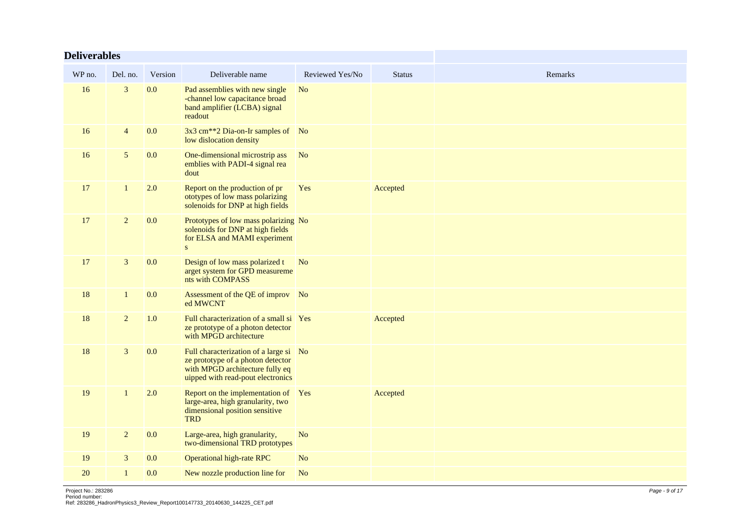## Deliverables

| WP no. | Del. no. | Version | Deliverable name | Reviewed Yes/No | Status | Remarks |
|---|---|---|---|---|---|---|
| 16 | 3 | 0.0 | Pad assemblies with new single -channel low capacitance broad band amplifier (LCBA) signal readout | No | | |
| 16 | 4 | 0.0 | 3x3 cm**2 Dia-on-Ir samples of low dislocation density | No | | |
| 16 | 5 | 0.0 | One-dimensional microstrip ass emblies with PADI-4 signal rea dout | No | | |
| 17 | 1 | 2.0 | Report on the production of pr ototypes of low mass polarizing solenoids for DNP at high fields | Yes | Accepted | |
| 17 | 2 | 0.0 | Prototypes of low mass polarizing solenoids for DNP at high fields for ELSA and MAMI experiment s | No | | |
| 17 | 3 | 0.0 | Design of low mass polarized t arget system for GPD measureme nts with COMPASS | No | | |
| 18 | 1 | 0.0 | Assessment of the QE of improv ed MWCNT | No | | |
| 18 | 2 | 1.0 | Full characterization of a small si ze prototype of a photon detector with MPGD architecture | Yes | Accepted | |
| 18 | 3 | 0.0 | Full characterization of a large si ze prototype of a photon detector with MPGD architecture fully eq uipped with read-pout electronics | No | | |
| 19 | 1 | 2.0 | Report on the implementation of large-area, high granularity, two dimensional position sensitive TRD | Yes | Accepted | |
| 19 | 2 | 0.0 | Large-area, high granularity, two-dimensional TRD prototypes | No | | |
| 19 | 3 | 0.0 | Operational high-rate RPC | No | | |
| 20 | 1 | 0.0 | New nozzle production line for | No | | |

Project No.: 283286
Period number:
Ref: 283286_HadronPhysics3_Review_Report100147733_20140630_144225_CET.pdf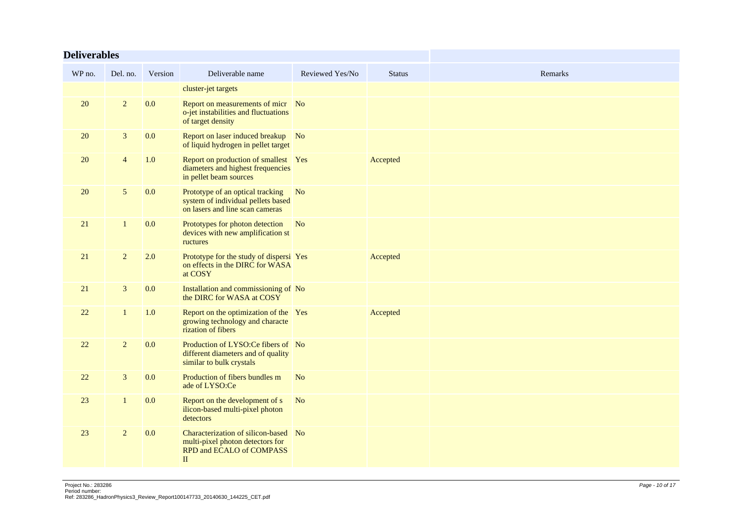## Deliverables

| WP no. | Del. no. | Version | Deliverable name | Reviewed Yes/No | Status | Remarks |
|---|---|---|---|---|---|---|
| | | | cluster-jet targets | | | |
| 20 | 2 | 0.0 | Report on measurements of micro-jet instabilities and fluctuations of target density | No | | |
| 20 | 3 | 0.0 | Report on laser induced breakup of liquid hydrogen in pellet target | No | | |
| 20 | 4 | 1.0 | Report on production of smallest diameters and highest frequencies in pellet beam sources | Yes | Accepted | |
| 20 | 5 | 0.0 | Prototype of an optical tracking system of individual pellets based on lasers and line scan cameras | No | | |
| 21 | 1 | 0.0 | Prototypes for photon detection devices with new amplification structures | No | | |
| 21 | 2 | 2.0 | Prototype for the study of dispersion effects in the DIRC for WASA at COSY | Yes | Accepted | |
| 21 | 3 | 0.0 | Installation and commissioning of the DIRC for WASA at COSY | No | | |
| 22 | 1 | 1.0 | Report on the optimization of the growing technology and characterization of fibers | Yes | Accepted | |
| 22 | 2 | 0.0 | Production of LYSO:Ce fibers of different diameters and of quality similar to bulk crystals | No | | |
| 22 | 3 | 0.0 | Production of fibers bundles made of LYSO:Ce | No | | |
| 23 | 1 | 0.0 | Report on the development of silicon-based multi-pixel photon detectors | No | | |
| 23 | 2 | 0.0 | Characterization of silicon-based multi-pixel photon detectors for RPD and ECALO of COMPASS II | No | | |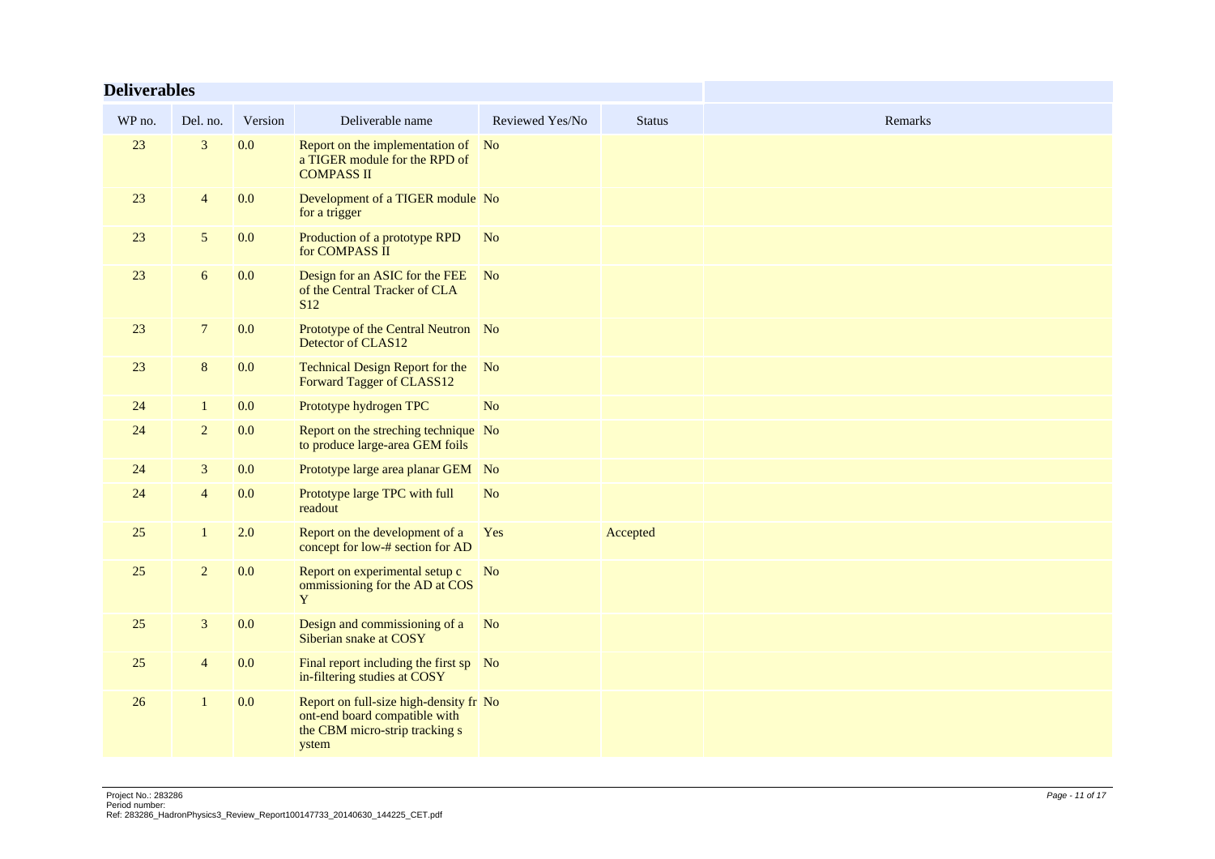## Deliverables

| WP no. | Del. no. | Version | Deliverable name | Reviewed Yes/No | Status | Remarks |
|---|---|---|---|---|---|---|
| 23 | 3 | 0.0 | Report on the implementation of a TIGER module for the RPD of COMPASS II | No | | |
| 23 | 4 | 0.0 | Development of a TIGER module for a trigger | No | | |
| 23 | 5 | 0.0 | Production of a prototype RPD for COMPASS II | No | | |
| 23 | 6 | 0.0 | Design for an ASIC for the FEE of the Central Tracker of CLA S12 | No | | |
| 23 | 7 | 0.0 | Prototype of the Central Neutron Detector of CLAS12 | No | | |
| 23 | 8 | 0.0 | Technical Design Report for the Forward Tagger of CLASS12 | No | | |
| 24 | 1 | 0.0 | Prototype hydrogen TPC | No | | |
| 24 | 2 | 0.0 | Report on the streching technique to produce large-area GEM foils | No | | |
| 24 | 3 | 0.0 | Prototype large area planar GEM | No | | |
| 24 | 4 | 0.0 | Prototype large TPC with full readout | No | | |
| 25 | 1 | 2.0 | Report on the development of a concept for low-# section for AD | Yes | Accepted | |
| 25 | 2 | 0.0 | Report on experimental setup c ommissioning for the AD at COS Y | No | | |
| 25 | 3 | 0.0 | Design and commissioning of a Siberian snake at COSY | No | | |
| 25 | 4 | 0.0 | Final report including the first sp in-filtering studies at COSY | No | | |
| 26 | 1 | 0.0 | Report on full-size high-density fr ont-end board compatible with the CBM micro-strip tracking s ystem | No | | |

Project No.: 283286
Period number:
Ref: 283286_HadronPhysics3_Review_Report100147733_20140630_144225_CET.pdf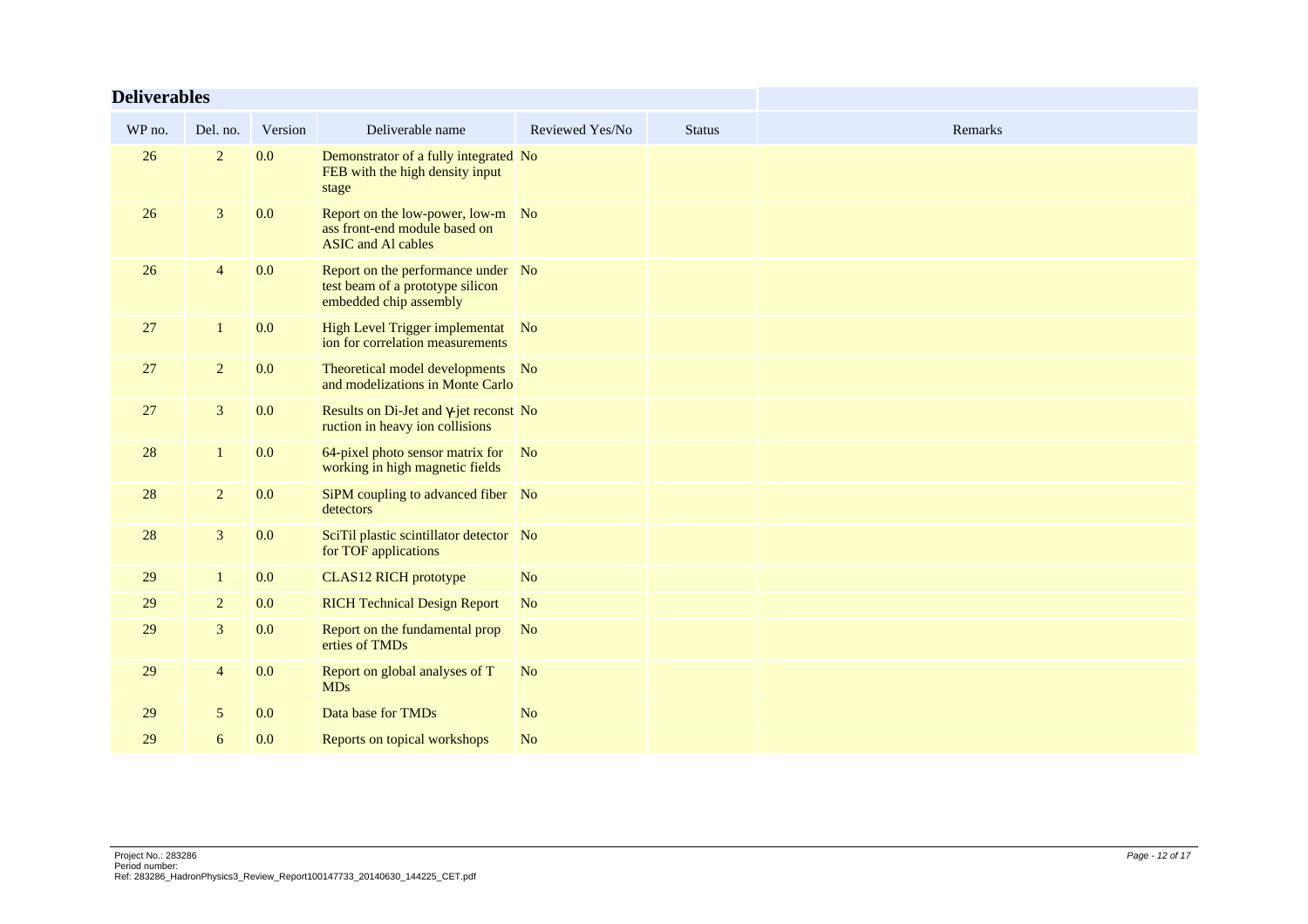## Deliverables

| WP no. | Del. no. | Version | Deliverable name | Reviewed Yes/No | Status | Remarks |
|---|---|---|---|---|---|---|
| 26 | 2 | 0.0 | Demonstrator of a fully integrated FEB with the high density input stage | No | | |
| 26 | 3 | 0.0 | Report on the low-power, low-mass front-end module based on ASIC and Al cables | No | | |
| 26 | 4 | 0.0 | Report on the performance under test beam of a prototype silicon embedded chip assembly | No | | |
| 27 | 1 | 0.0 | High Level Trigger implementation for correlation measurements | No | | |
| 27 | 2 | 0.0 | Theoretical model developments and modelizations in Monte Carlo | No | | |
| 27 | 3 | 0.0 | Results on Di-Jet and γ-jet reconstruction in heavy ion collisions | No | | |
| 28 | 1 | 0.0 | 64-pixel photo sensor matrix for working in high magnetic fields | No | | |
| 28 | 2 | 0.0 | SiPM coupling to advanced fiber detectors | No | | |
| 28 | 3 | 0.0 | SciTil plastic scintillator detector for TOF applications | No | | |
| 29 | 1 | 0.0 | CLAS12 RICH prototype | No | | |
| 29 | 2 | 0.0 | RICH Technical Design Report | No | | |
| 29 | 3 | 0.0 | Report on the fundamental properties of TMDs | No | | |
| 29 | 4 | 0.0 | Report on global analyses of TMDs | No | | |
| 29 | 5 | 0.0 | Data base for TMDs | No | | |
| 29 | 6 | 0.0 | Reports on topical workshops | No | | |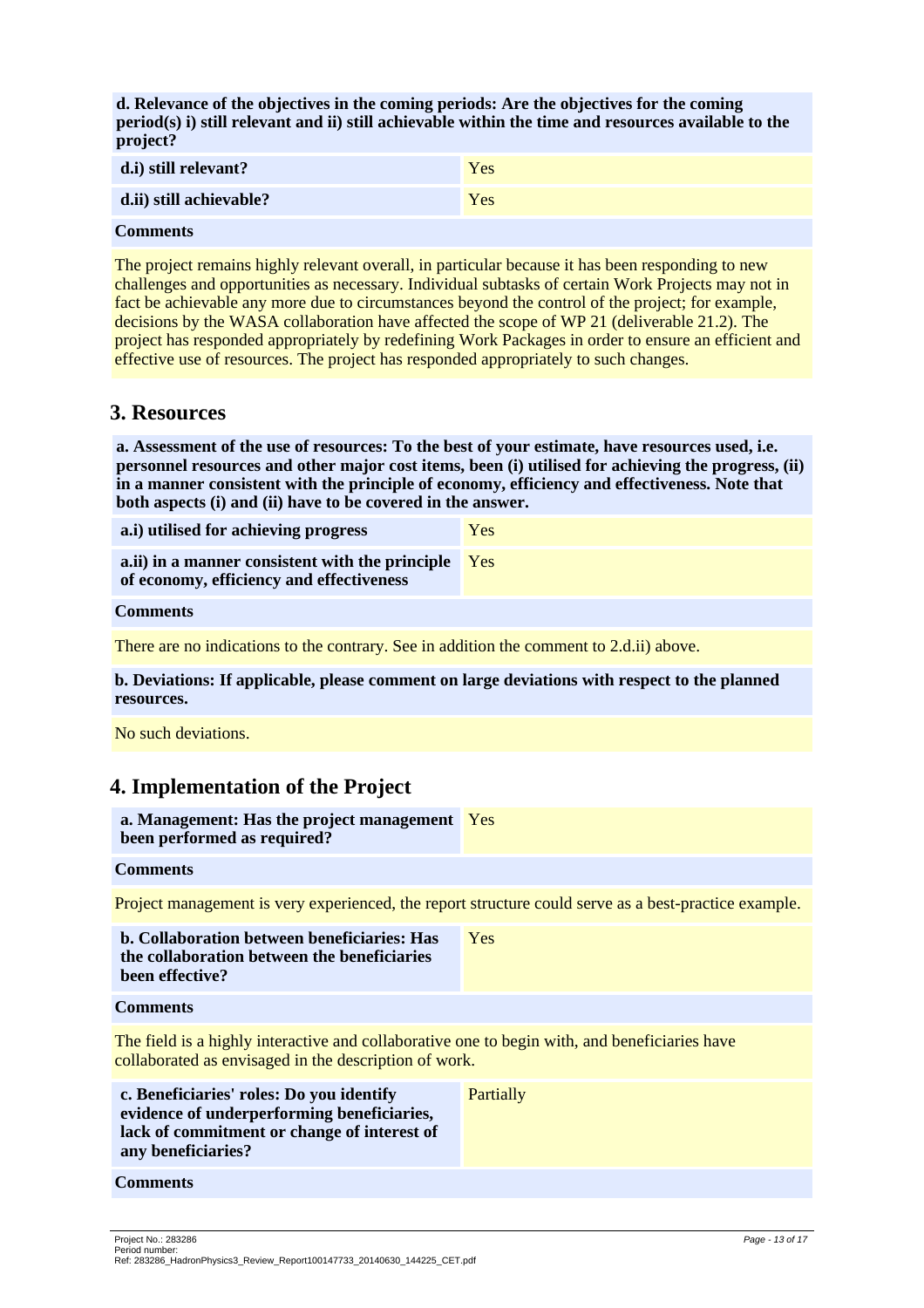**d. Relevance of the objectives in the coming periods: Are the objectives for the coming period(s) i) still relevant and ii) still achievable within the time and resources available to the project?**

| | |
|---|---|
| **d.i) still relevant?** | Yes |
| **d.ii) still achievable?** | Yes |

**Comments**

The project remains highly relevant overall, in particular because it has been responding to new challenges and opportunities as necessary. Individual subtasks of certain Work Projects may not in fact be achievable any more due to circumstances beyond the control of the project; for example, decisions by the WASA collaboration have affected the scope of WP 21 (deliverable 21.2). The project has responded appropriately by redefining Work Packages in order to ensure an efficient and effective use of resources. The project has responded appropriately to such changes.

## 3. Resources

**a. Assessment of the use of resources: To the best of your estimate, have resources used, i.e. personnel resources and other major cost items, been (i) utilised for achieving the progress, (ii) in a manner consistent with the principle of economy, efficiency and effectiveness. Note that both aspects (i) and (ii) have to be covered in the answer.**

| | |
|---|---|
| **a.i) utilised for achieving progress** | Yes |
| **a.ii) in a manner consistent with the principle of economy, efficiency and effectiveness** | Yes |

**Comments**

There are no indications to the contrary. See in addition the comment to 2.d.ii) above.

**b. Deviations: If applicable, please comment on large deviations with respect to the planned resources.**

No such deviations.

## 4. Implementation of the Project

| | |
|---|---|
| **a. Management: Has the project management been performed as required?** | Yes |

**Comments**

Project management is very experienced, the report structure could serve as a best-practice example.

| | |
|---|---|
| **b. Collaboration between beneficiaries: Has the collaboration between the beneficiaries been effective?** | Yes |

**Comments**

The field is a highly interactive and collaborative one to begin with, and beneficiaries have collaborated as envisaged in the description of work.

| | |
|---|---|
| **c. Beneficiaries' roles: Do you identify evidence of underperforming beneficiaries, lack of commitment or change of interest of any beneficiaries?** | Partially |

**Comments**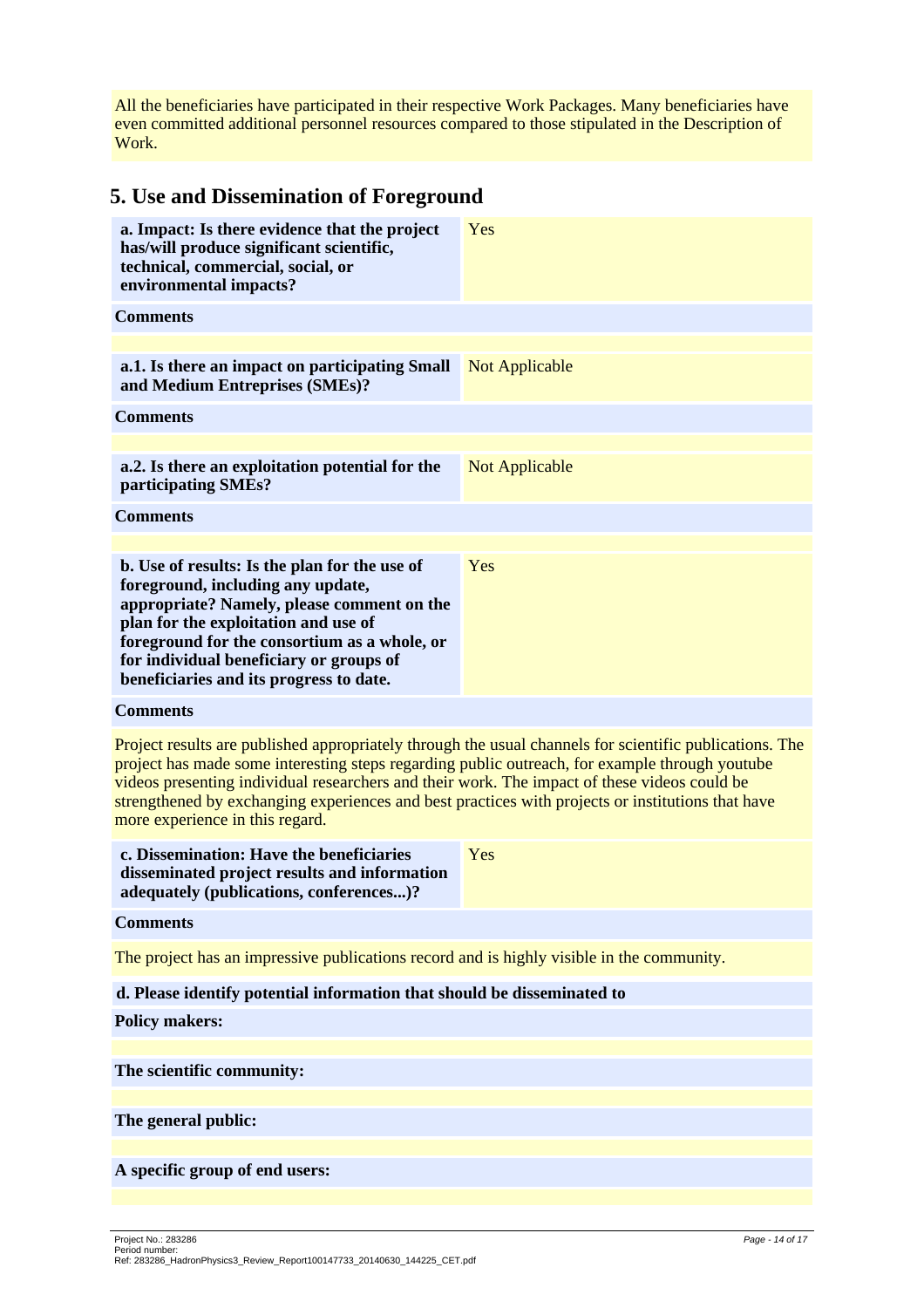All the beneficiaries have participated in their respective Work Packages. Many beneficiaries have even committed additional personnel resources compared to those stipulated in the Description of Work.

## 5. Use and Dissemination of Foreground

| **a. Impact: Is there evidence that the project has/will produce significant scientific, technical, commercial, social, or environmental impacts?** | Yes |
|---|---|

**Comments**

| **a.1. Is there an impact on participating Small and Medium Entreprises (SMEs)?** | Not Applicable |
|---|---|

**Comments**

| **a.2. Is there an exploitation potential for the participating SMEs?** | Not Applicable |
|---|---|

**Comments**

| **b. Use of results: Is the plan for the use of foreground, including any update, appropriate? Namely, please comment on the plan for the exploitation and use of foreground for the consortium as a whole, or for individual beneficiary or groups of beneficiaries and its progress to date.** | Yes |
|---|---|

**Comments**

Project results are published appropriately through the usual channels for scientific publications. The project has made some interesting steps regarding public outreach, for example through youtube videos presenting individual researchers and their work. The impact of these videos could be strengthened by exchanging experiences and best practices with projects or institutions that have more experience in this regard.

| **c. Dissemination: Have the beneficiaries disseminated project results and information adequately (publications, conferences...)?** | Yes |
|---|---|

**Comments**

The project has an impressive publications record and is highly visible in the community.

**d. Please identify potential information that should be disseminated to**

**Policy makers:**

**The scientific community:**

**The general public:**

**A specific group of end users:**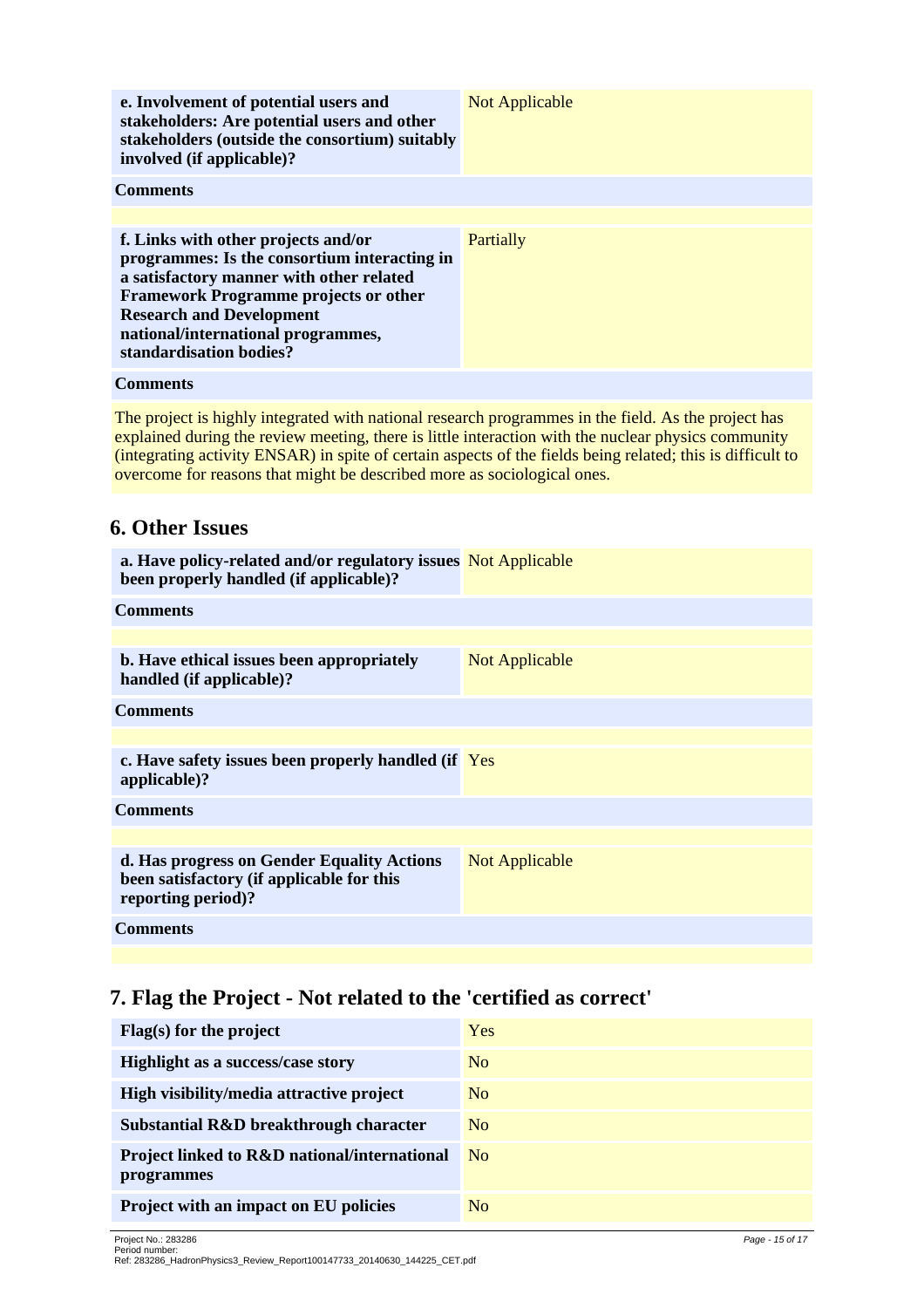| **e. Involvement of potential users and stakeholders: Are potential users and other stakeholders (outside the consortium) suitably involved (if applicable)?** | Not Applicable |
|---|---|

**Comments**

| **f. Links with other projects and/or programmes: Is the consortium interacting in a satisfactory manner with other related Framework Programme projects or other Research and Development national/international programmes, standardisation bodies?** | Partially |
|---|---|

**Comments**

The project is highly integrated with national research programmes in the field. As the project has explained during the review meeting, there is little interaction with the nuclear physics community (integrating activity ENSAR) in spite of certain aspects of the fields being related; this is difficult to overcome for reasons that might be described more as sociological ones.

## 6. Other Issues

| **a. Have policy-related and/or regulatory issues been properly handled (if applicable)?** | Not Applicable |
|---|---|

**Comments**

| **b. Have ethical issues been appropriately handled (if applicable)?** | Not Applicable |
|---|---|

**Comments**

| **c. Have safety issues been properly handled (if applicable)?** | Yes |
|---|---|

**Comments**

| **d. Has progress on Gender Equality Actions been satisfactory (if applicable for this reporting period)?** | Not Applicable |
|---|---|

**Comments**

## 7. Flag the Project - Not related to the 'certified as correct'

| **Flag(s) for the project** | Yes |
|---|---|
| **Highlight as a success/case story** | No |
| **High visibility/media attractive project** | No |
| **Substantial R&D breakthrough character** | No |
| **Project linked to R&D national/international programmes** | No |
| **Project with an impact on EU policies** | No |

Project No.: 283286
Period number:
Ref: 283286_HadronPhysics3_Review_Report100147733_20140630_144225_CET.pdf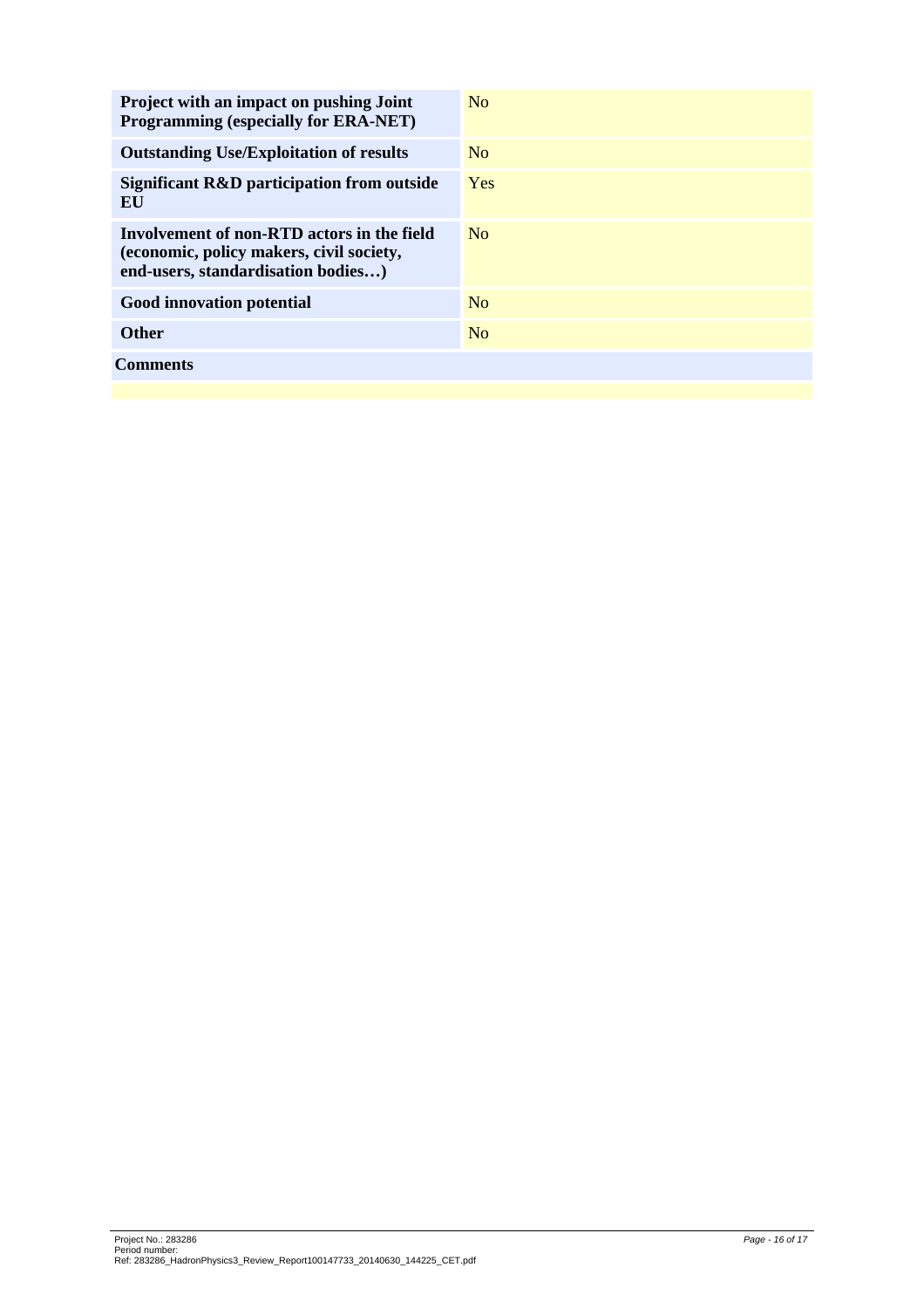| | |
|---|---|
| **Project with an impact on pushing Joint Programming (especially for ERA-NET)** | No |
| **Outstanding Use/Exploitation of results** | No |
| **Significant R&D participation from outside EU** | Yes |
| **Involvement of non-RTD actors in the field (economic, policy makers, civil society, end-users, standardisation bodies…)** | No |
| **Good innovation potential** | No |
| **Other** | No |

**Comments**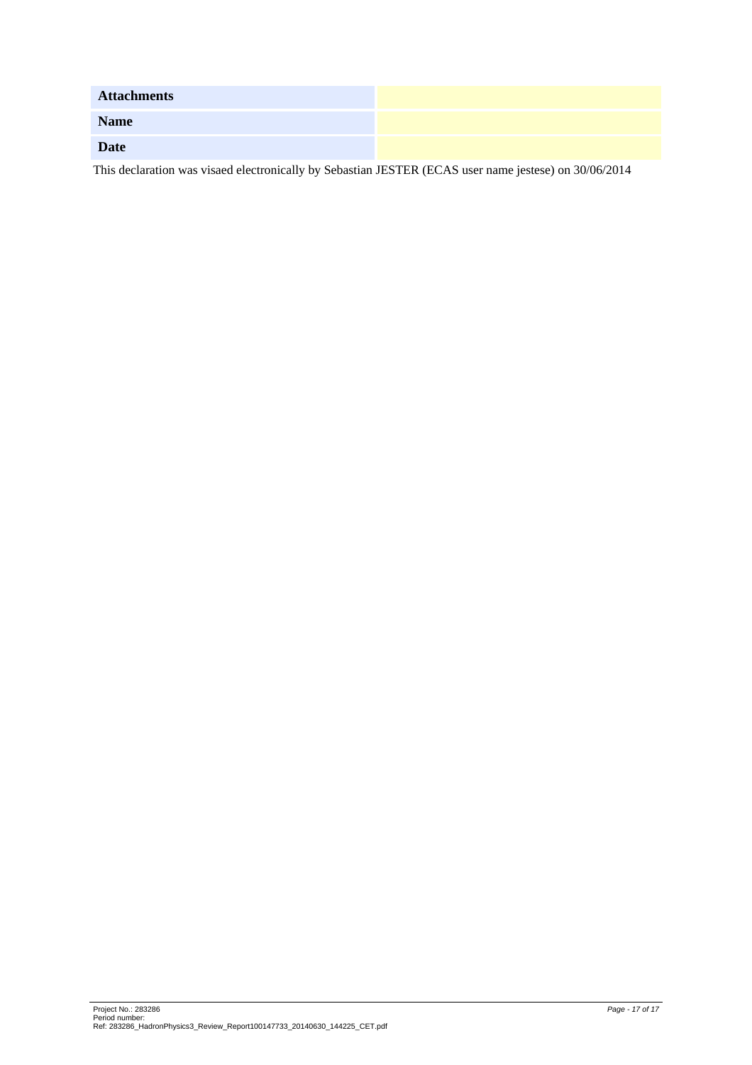| | |
|---|---|
| **Attachments** | |
| **Name** | |
| **Date** | |

This declaration was visaed electronically by Sebastian JESTER (ECAS user name jestese) on 30/06/2014